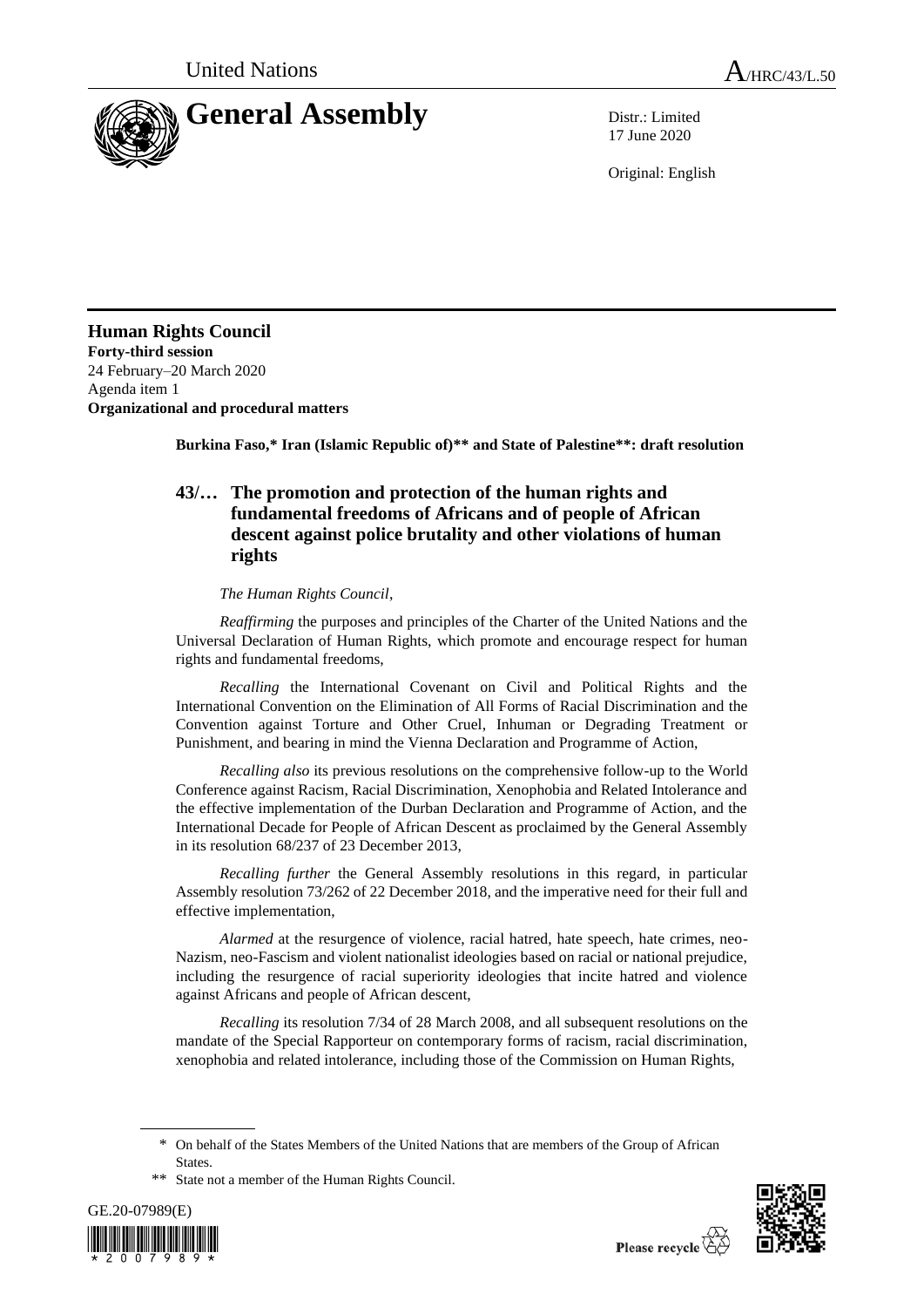United Nations A/HRC/43/L.50

# General Assembly

Distr.: Limited
17 June 2020

Original: English

**Human Rights Council**
**Forty-third session**
24 February–20 March 2020
Agenda item 1
**Organizational and procedural matters**

**Burkina Faso,* Iran (Islamic Republic of)** and State of Palestine**: draft resolution**

## 43/… The promotion and protection of the human rights and fundamental freedoms of Africans and of people of African descent against police brutality and other violations of human rights

*The Human Rights Council*,

*Reaffirming* the purposes and principles of the Charter of the United Nations and the Universal Declaration of Human Rights, which promote and encourage respect for human rights and fundamental freedoms,

*Recalling* the International Covenant on Civil and Political Rights and the International Convention on the Elimination of All Forms of Racial Discrimination and the Convention against Torture and Other Cruel, Inhuman or Degrading Treatment or Punishment, and bearing in mind the Vienna Declaration and Programme of Action,

*Recalling also* its previous resolutions on the comprehensive follow-up to the World Conference against Racism, Racial Discrimination, Xenophobia and Related Intolerance and the effective implementation of the Durban Declaration and Programme of Action, and the International Decade for People of African Descent as proclaimed by the General Assembly in its resolution 68/237 of 23 December 2013,

*Recalling further* the General Assembly resolutions in this regard, in particular Assembly resolution 73/262 of 22 December 2018, and the imperative need for their full and effective implementation,

*Alarmed* at the resurgence of violence, racial hatred, hate speech, hate crimes, neo-Nazism, neo-Fascism and violent nationalist ideologies based on racial or national prejudice, including the resurgence of racial superiority ideologies that incite hatred and violence against Africans and people of African descent,

*Recalling* its resolution 7/34 of 28 March 2008, and all subsequent resolutions on the mandate of the Special Rapporteur on contemporary forms of racism, racial discrimination, xenophobia and related intolerance, including those of the Commission on Human Rights,

\* On behalf of the States Members of the United Nations that are members of the Group of African States.

\*\* State not a member of the Human Rights Council.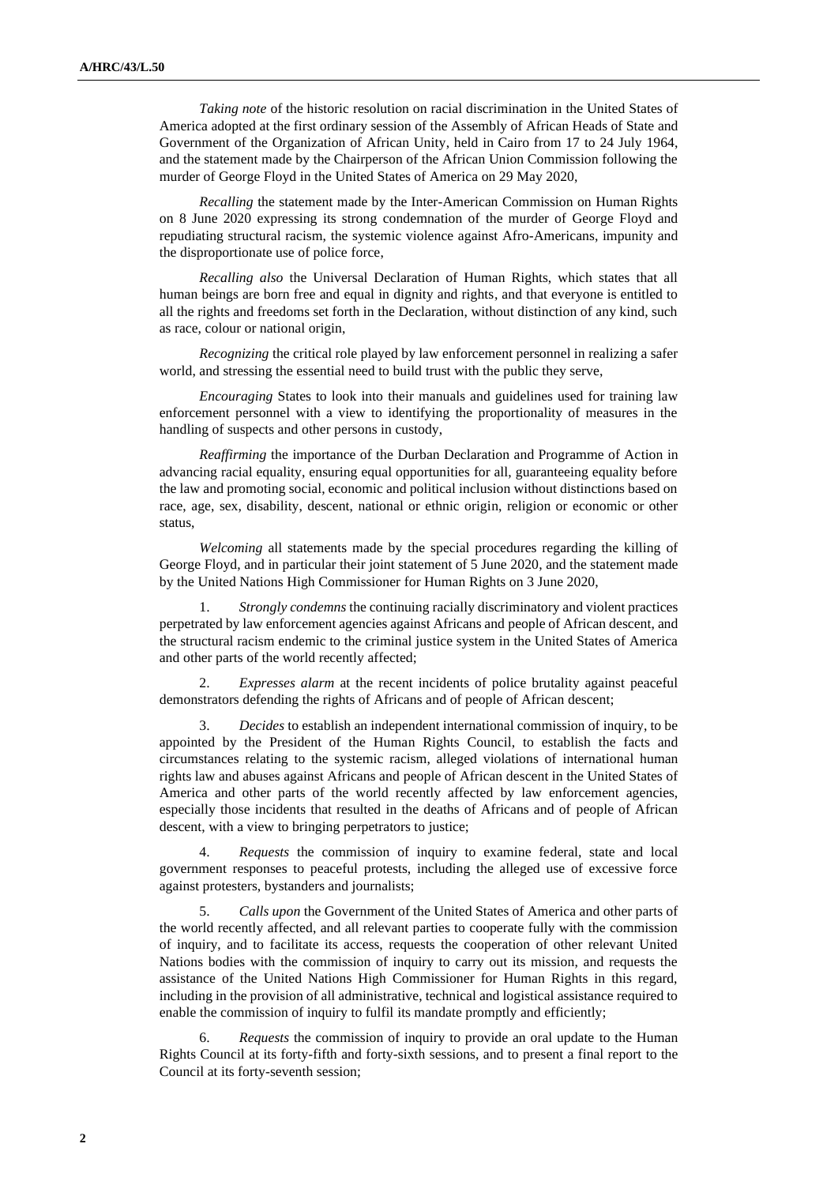*Taking note* of the historic resolution on racial discrimination in the United States of America adopted at the first ordinary session of the Assembly of African Heads of State and Government of the Organization of African Unity, held in Cairo from 17 to 24 July 1964, and the statement made by the Chairperson of the African Union Commission following the murder of George Floyd in the United States of America on 29 May 2020,

*Recalling* the statement made by the Inter-American Commission on Human Rights on 8 June 2020 expressing its strong condemnation of the murder of George Floyd and repudiating structural racism, the systemic violence against Afro-Americans, impunity and the disproportionate use of police force,

*Recalling also* the Universal Declaration of Human Rights, which states that all human beings are born free and equal in dignity and rights, and that everyone is entitled to all the rights and freedoms set forth in the Declaration, without distinction of any kind, such as race, colour or national origin,

*Recognizing* the critical role played by law enforcement personnel in realizing a safer world, and stressing the essential need to build trust with the public they serve,

*Encouraging* States to look into their manuals and guidelines used for training law enforcement personnel with a view to identifying the proportionality of measures in the handling of suspects and other persons in custody,

*Reaffirming* the importance of the Durban Declaration and Programme of Action in advancing racial equality, ensuring equal opportunities for all, guaranteeing equality before the law and promoting social, economic and political inclusion without distinctions based on race, age, sex, disability, descent, national or ethnic origin, religion or economic or other status,

*Welcoming* all statements made by the special procedures regarding the killing of George Floyd, and in particular their joint statement of 5 June 2020, and the statement made by the United Nations High Commissioner for Human Rights on 3 June 2020,

1. *Strongly condemns* the continuing racially discriminatory and violent practices perpetrated by law enforcement agencies against Africans and people of African descent, and the structural racism endemic to the criminal justice system in the United States of America and other parts of the world recently affected;

2. *Expresses alarm* at the recent incidents of police brutality against peaceful demonstrators defending the rights of Africans and of people of African descent;

3. *Decides* to establish an independent international commission of inquiry, to be appointed by the President of the Human Rights Council, to establish the facts and circumstances relating to the systemic racism, alleged violations of international human rights law and abuses against Africans and people of African descent in the United States of America and other parts of the world recently affected by law enforcement agencies, especially those incidents that resulted in the deaths of Africans and of people of African descent, with a view to bringing perpetrators to justice;

4. *Requests* the commission of inquiry to examine federal, state and local government responses to peaceful protests, including the alleged use of excessive force against protesters, bystanders and journalists;

5. *Calls upon* the Government of the United States of America and other parts of the world recently affected, and all relevant parties to cooperate fully with the commission of inquiry, and to facilitate its access, requests the cooperation of other relevant United Nations bodies with the commission of inquiry to carry out its mission, and requests the assistance of the United Nations High Commissioner for Human Rights in this regard, including in the provision of all administrative, technical and logistical assistance required to enable the commission of inquiry to fulfil its mandate promptly and efficiently;

6. *Requests* the commission of inquiry to provide an oral update to the Human Rights Council at its forty-fifth and forty-sixth sessions, and to present a final report to the Council at its forty-seventh session;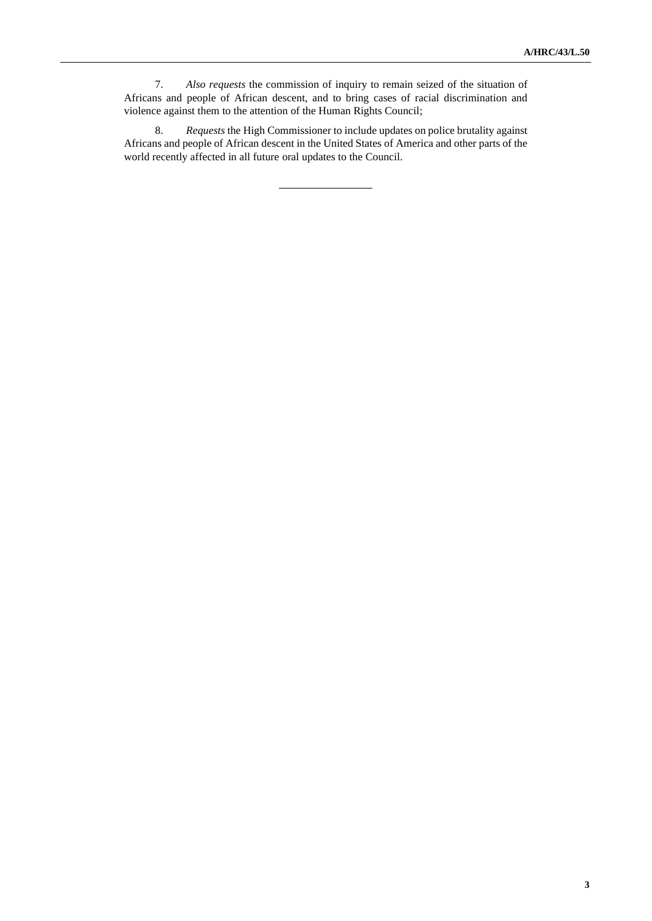7. *Also requests* the commission of inquiry to remain seized of the situation of Africans and people of African descent, and to bring cases of racial discrimination and violence against them to the attention of the Human Rights Council;

8. *Requests* the High Commissioner to include updates on police brutality against Africans and people of African descent in the United States of America and other parts of the world recently affected in all future oral updates to the Council.